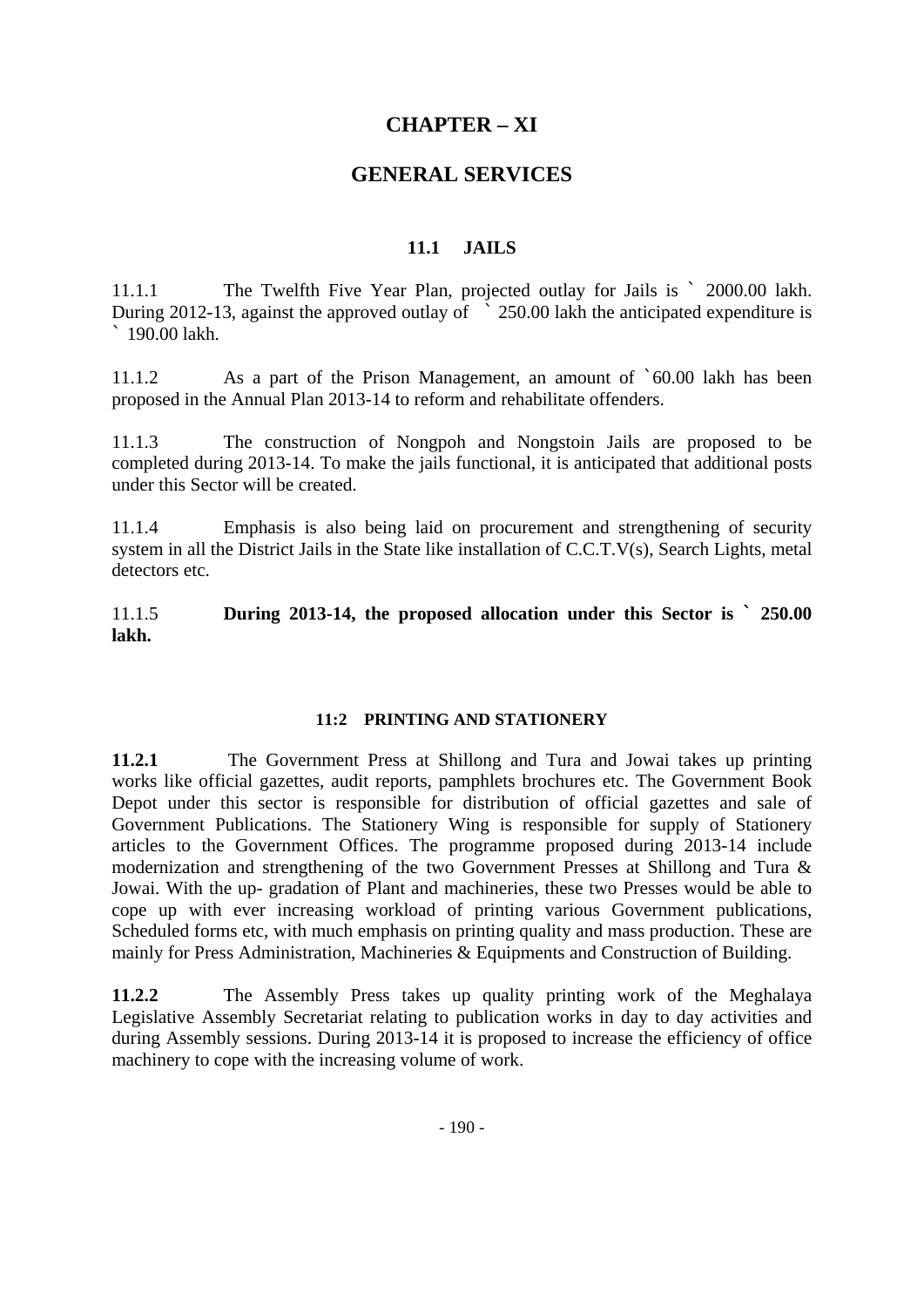# CHAPTER – XI

# GENERAL SERVICES

## 11.1 JAILS

11.1.1 The Twelfth Five Year Plan, projected outlay for Jails is ` 2000.00 lakh. During 2012-13, against the approved outlay of ` 250.00 lakh the anticipated expenditure is ` 190.00 lakh.

11.1.2 As a part of the Prison Management, an amount of `60.00 lakh has been proposed in the Annual Plan 2013-14 to reform and rehabilitate offenders.

11.1.3 The construction of Nongpoh and Nongstoin Jails are proposed to be completed during 2013-14. To make the jails functional, it is anticipated that additional posts under this Sector will be created.

11.1.4 Emphasis is also being laid on procurement and strengthening of security system in all the District Jails in the State like installation of C.C.T.V(s), Search Lights, metal detectors etc.

11.1.5 **During 2013-14, the proposed allocation under this Sector is ` 250.00 lakh.**

## 11:2 PRINTING AND STATIONERY

**11.2.1** The Government Press at Shillong and Tura and Jowai takes up printing works like official gazettes, audit reports, pamphlets brochures etc. The Government Book Depot under this sector is responsible for distribution of official gazettes and sale of Government Publications. The Stationery Wing is responsible for supply of Stationery articles to the Government Offices. The programme proposed during 2013-14 include modernization and strengthening of the two Government Presses at Shillong and Tura & Jowai. With the up- gradation of Plant and machineries, these two Presses would be able to cope up with ever increasing workload of printing various Government publications, Scheduled forms etc, with much emphasis on printing quality and mass production. These are mainly for Press Administration, Machineries & Equipments and Construction of Building.

**11.2.2** The Assembly Press takes up quality printing work of the Meghalaya Legislative Assembly Secretariat relating to publication works in day to day activities and during Assembly sessions. During 2013-14 it is proposed to increase the efficiency of office machinery to cope with the increasing volume of work.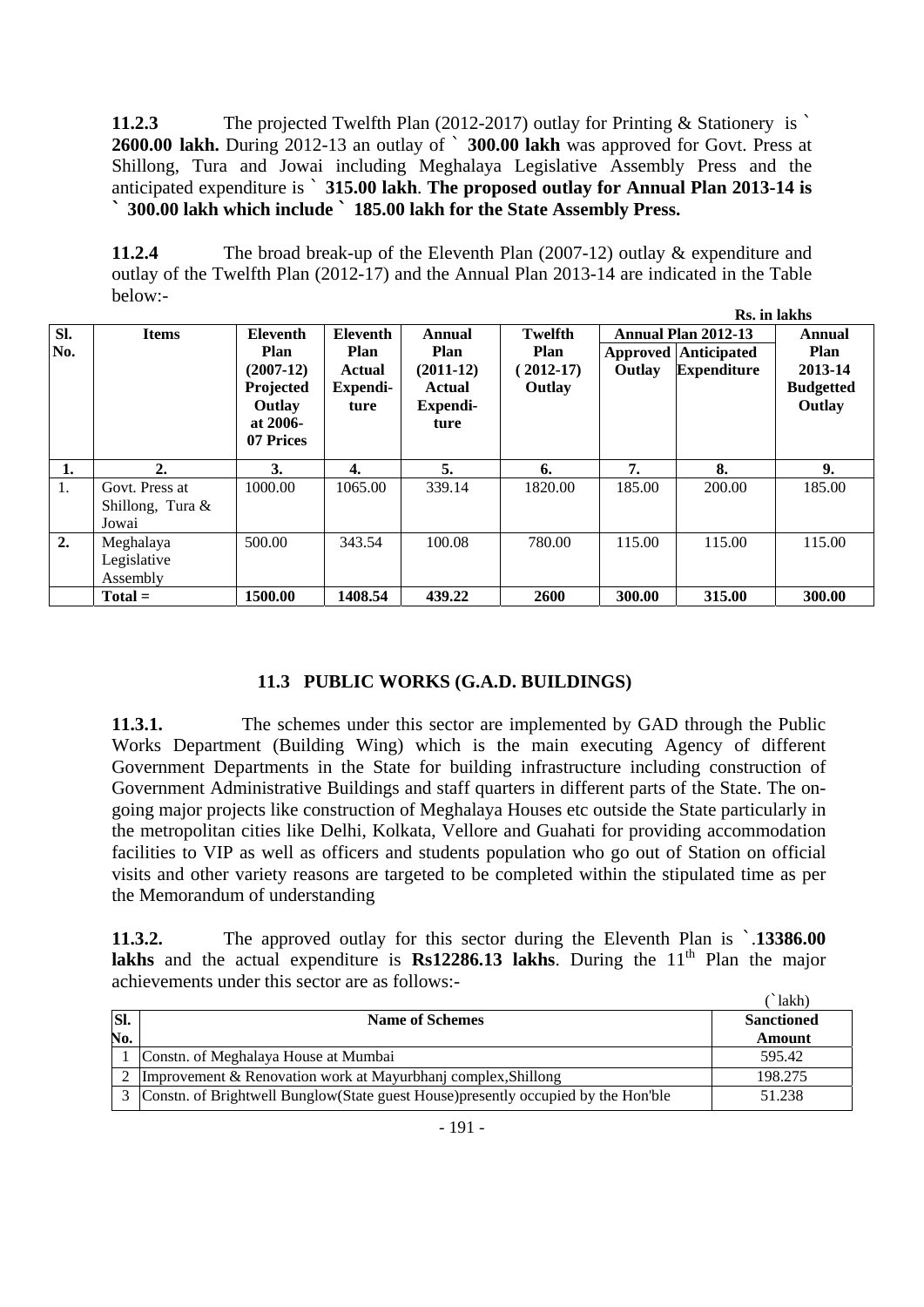**11.2.3** The projected Twelfth Plan (2012-2017) outlay for Printing & Stationery is ` **2600.00 lakh.** During 2012-13 an outlay of ` **300.00 lakh** was approved for Govt. Press at Shillong, Tura and Jowai including Meghalaya Legislative Assembly Press and the anticipated expenditure is ` **315.00 lakh**. **The proposed outlay for Annual Plan 2013-14 is ` 300.00 lakh which include ` 185.00 lakh for the State Assembly Press.**

**11.2.4** The broad break-up of the Eleventh Plan (2007-12) outlay & expenditure and outlay of the Twelfth Plan (2012-17) and the Annual Plan 2013-14 are indicated in the Table below:-

**Rs. in lakhs**

| Sl. No. | Items | Eleventh Plan (2007-12) Projected Outlay at 2006-07 Prices | Eleventh Plan Actual Expenditure | Annual Plan (2011-12) Actual Expenditure | Twelfth Plan (2012-17) Outlay | Annual Plan 2012-13 | | Annual Plan 2013-14 Budgetted Outlay |
|---|---|---|---|---|---|---|---|---|
| | | | | | | Approved Outlay | Anticipated Expenditure | |
| 1. | 2. | 3. | 4. | 5. | 6. | 7. | 8. | 9. |
| 1. | Govt. Press at Shillong, Tura & Jowai | 1000.00 | 1065.00 | 339.14 | 1820.00 | 185.00 | 200.00 | 185.00 |
| 2. | Meghalaya Legislative Assembly | 500.00 | 343.54 | 100.08 | 780.00 | 115.00 | 115.00 | 115.00 |
| | **Total =** | **1500.00** | **1408.54** | **439.22** | **2600** | **300.00** | **315.00** | **300.00** |

## 11.3 PUBLIC WORKS (G.A.D. BUILDINGS)

**11.3.1.** The schemes under this sector are implemented by GAD through the Public Works Department (Building Wing) which is the main executing Agency of different Government Departments in the State for building infrastructure including construction of Government Administrative Buildings and staff quarters in different parts of the State. The on-going major projects like construction of Meghalaya Houses etc outside the State particularly in the metropolitan cities like Delhi, Kolkata, Vellore and Guahati for providing accommodation facilities to VIP as well as officers and students population who go out of Station on official visits and other variety reasons are targeted to be completed within the stipulated time as per the Memorandum of understanding

**11.3.2.** The approved outlay for this sector during the Eleventh Plan is `.**13386.00 lakhs** and the actual expenditure is **Rs12286.13 lakhs**. During the 11th Plan the major achievements under this sector are as follows:-

(` lakh)

| Sl. No. | Name of Schemes | Sanctioned Amount |
|---|---|---|
| 1 | Constn. of Meghalaya House at Mumbai | 595.42 |
| 2 | Improvement & Renovation work at Mayurbhanj complex,Shillong | 198.275 |
| 3 | Constn. of Brightwell Bunglow(State guest House)presently occupied by the Hon'ble | 51.238 |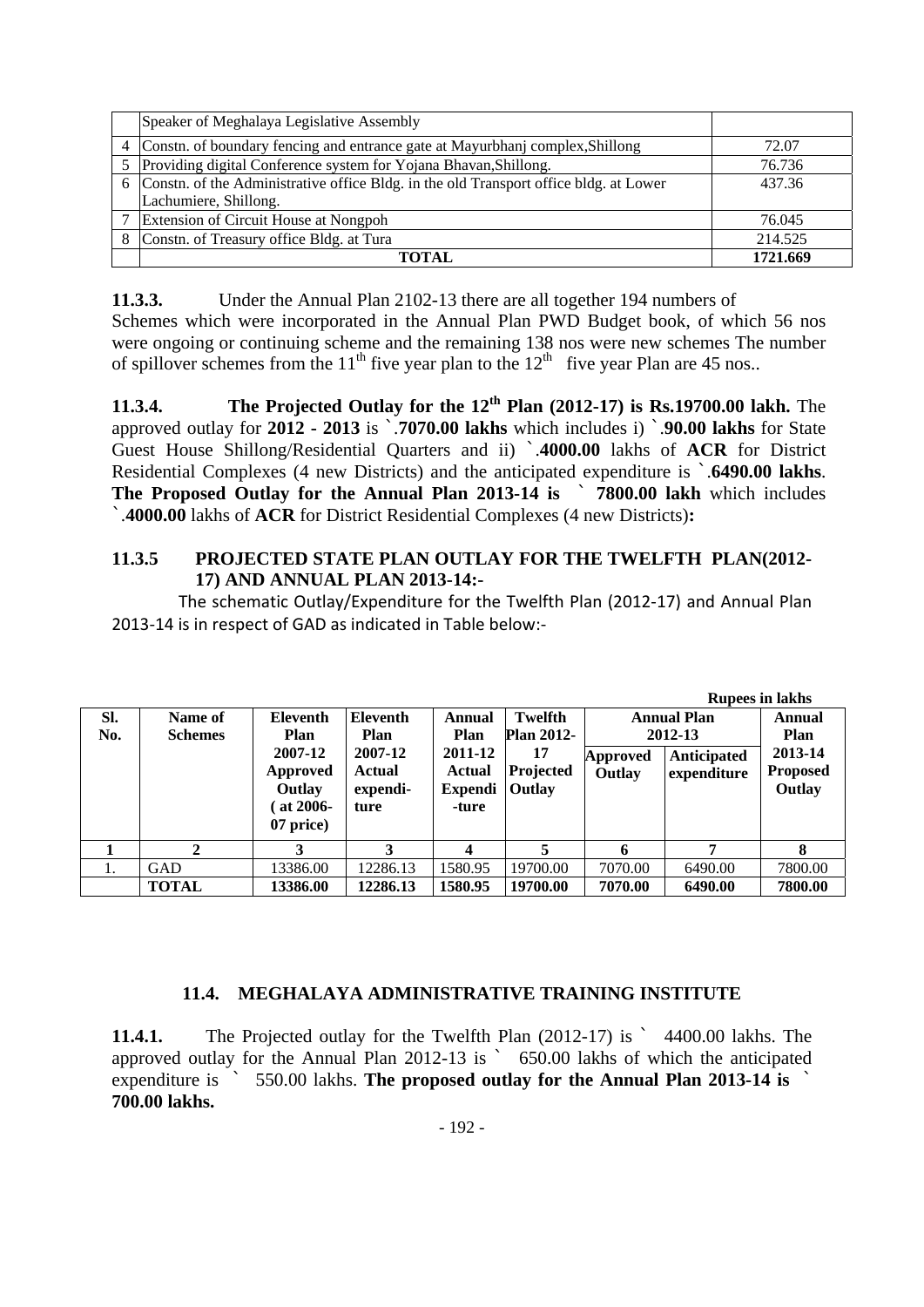| | Speaker of Meghalaya Legislative Assembly | |
|---|---|---|
| 4 | Constn. of boundary fencing and entrance gate at Mayurbhanj complex,Shillong | 72.07 |
| 5 | Providing digital Conference system for Yojana Bhavan,Shillong. | 76.736 |
| 6 | Constn. of the Administrative office Bldg. in the old Transport office bldg. at Lower Lachumiere, Shillong. | 437.36 |
| 7 | Extension of Circuit House at Nongpoh | 76.045 |
| 8 | Constn. of Treasury office Bldg. at Tura | 214.525 |
| | **TOTAL** | **1721.669** |

**11.3.3.** Under the Annual Plan 2102-13 there are all together 194 numbers of Schemes which were incorporated in the Annual Plan PWD Budget book, of which 56 nos were ongoing or continuing scheme and the remaining 138 nos were new schemes The number of spillover schemes from the 11th five year plan to the 12th five year Plan are 45 nos..

**11.3.4. The Projected Outlay for the 12th Plan (2012-17) is Rs.19700.00 lakh.** The approved outlay for **2012 - 2013** is `.**7070.00 lakhs** which includes i) `.**90.00 lakhs** for State Guest House Shillong/Residential Quarters and ii) `.**4000.00** lakhs of **ACR** for District Residential Complexes (4 new Districts) and the anticipated expenditure is `.**6490.00 lakhs**. **The Proposed Outlay for the Annual Plan 2013-14 is ` 7800.00 lakh** which includes `.**4000.00** lakhs of **ACR** for District Residential Complexes (4 new Districts)**:**

**11.3.5 PROJECTED STATE PLAN OUTLAY FOR THE TWELFTH PLAN(2012-17) AND ANNUAL PLAN 2013-14:-**

The schematic Outlay/Expenditure for the Twelfth Plan (2012-17) and Annual Plan 2013-14 is in respect of GAD as indicated in Table below:-

**Rupees in lakhs**

| Sl. No. | Name of Schemes | Eleventh Plan 2007-12 Approved Outlay ( at 2006-07 price) | Eleventh Plan 2007-12 Actual expenditure | Annual Plan 2011-12 Actual Expenditure | Twelfth Plan 2012-17 Projected Outlay | Annual Plan 2012-13 | | Annual Plan 2013-14 Proposed Outlay |
|---|---|---|---|---|---|---|---|---|
| | | | | | | Approved Outlay | Anticipated expenditure | |
| 1 | 2 | 3 | 3 | 4 | 5 | 6 | 7 | 8 |
| 1. | GAD | 13386.00 | 12286.13 | 1580.95 | 19700.00 | 7070.00 | 6490.00 | 7800.00 |
| | **TOTAL** | **13386.00** | **12286.13** | **1580.95** | **19700.00** | **7070.00** | **6490.00** | **7800.00** |

### 11.4. MEGHALAYA ADMINISTRATIVE TRAINING INSTITUTE

**11.4.1.** The Projected outlay for the Twelfth Plan (2012-17) is ` 4400.00 lakhs. The approved outlay for the Annual Plan 2012-13 is ` 650.00 lakhs of which the anticipated expenditure is ` 550.00 lakhs. **The proposed outlay for the Annual Plan 2013-14 is ` 700.00 lakhs.**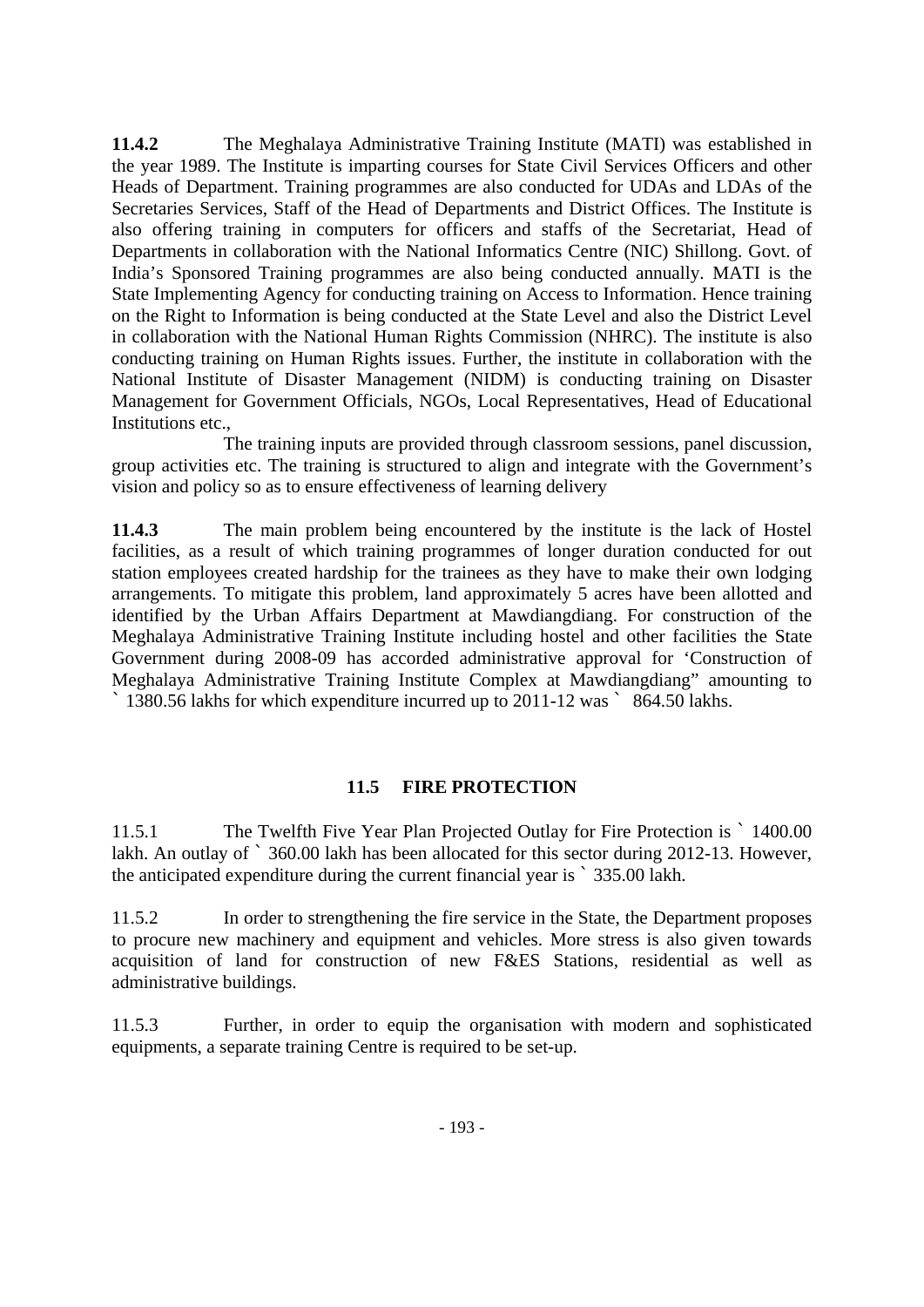**11.4.2** The Meghalaya Administrative Training Institute (MATI) was established in the year 1989. The Institute is imparting courses for State Civil Services Officers and other Heads of Department. Training programmes are also conducted for UDAs and LDAs of the Secretaries Services, Staff of the Head of Departments and District Offices. The Institute is also offering training in computers for officers and staffs of the Secretariat, Head of Departments in collaboration with the National Informatics Centre (NIC) Shillong. Govt. of India's Sponsored Training programmes are also being conducted annually. MATI is the State Implementing Agency for conducting training on Access to Information. Hence training on the Right to Information is being conducted at the State Level and also the District Level in collaboration with the National Human Rights Commission (NHRC). The institute is also conducting training on Human Rights issues. Further, the institute in collaboration with the National Institute of Disaster Management (NIDM) is conducting training on Disaster Management for Government Officials, NGOs, Local Representatives, Head of Educational Institutions etc.,

The training inputs are provided through classroom sessions, panel discussion, group activities etc. The training is structured to align and integrate with the Government's vision and policy so as to ensure effectiveness of learning delivery

**11.4.3** The main problem being encountered by the institute is the lack of Hostel facilities, as a result of which training programmes of longer duration conducted for out station employees created hardship for the trainees as they have to make their own lodging arrangements. To mitigate this problem, land approximately 5 acres have been allotted and identified by the Urban Affairs Department at Mawdiangdiang. For construction of the Meghalaya Administrative Training Institute including hostel and other facilities the State Government during 2008-09 has accorded administrative approval for 'Construction of Meghalaya Administrative Training Institute Complex at Mawdiangdiang" amounting to ` 1380.56 lakhs for which expenditure incurred up to 2011-12 was ` 864.50 lakhs.

## 11.5 FIRE PROTECTION

11.5.1 The Twelfth Five Year Plan Projected Outlay for Fire Protection is ` 1400.00 lakh. An outlay of ` 360.00 lakh has been allocated for this sector during 2012-13. However, the anticipated expenditure during the current financial year is ` 335.00 lakh.

11.5.2 In order to strengthening the fire service in the State, the Department proposes to procure new machinery and equipment and vehicles. More stress is also given towards acquisition of land for construction of new F&ES Stations, residential as well as administrative buildings.

11.5.3 Further, in order to equip the organisation with modern and sophisticated equipments, a separate training Centre is required to be set-up.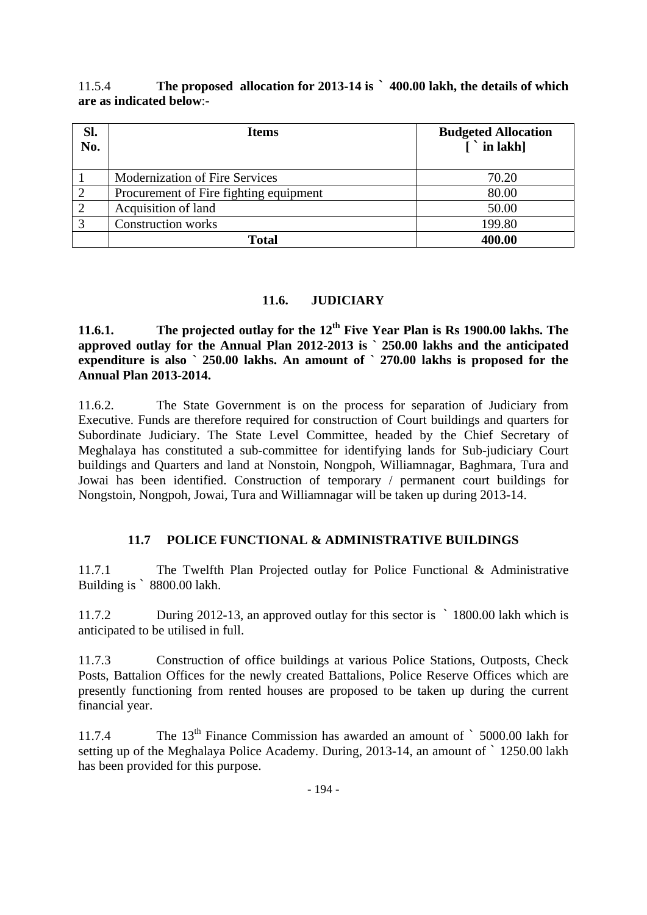11.5.4 **The proposed allocation for 2013-14 is ` 400.00 lakh, the details of which are as indicated below**:-

| Sl. No. | Items | Budgeted Allocation [ ` in lakh] |
|---|---|---|
| 1 | Modernization of Fire Services | 70.20 |
| 2 | Procurement of Fire fighting equipment | 80.00 |
| 2 | Acquisition of land | 50.00 |
| 3 | Construction works | 199.80 |
| | **Total** | **400.00** |

## 11.6. JUDICIARY

**11.6.1. The projected outlay for the 12th Five Year Plan is Rs 1900.00 lakhs. The approved outlay for the Annual Plan 2012-2013 is ` 250.00 lakhs and the anticipated expenditure is also ` 250.00 lakhs. An amount of ` 270.00 lakhs is proposed for the Annual Plan 2013-2014.**

11.6.2. The State Government is on the process for separation of Judiciary from Executive. Funds are therefore required for construction of Court buildings and quarters for Subordinate Judiciary. The State Level Committee, headed by the Chief Secretary of Meghalaya has constituted a sub-committee for identifying lands for Sub-judiciary Court buildings and Quarters and land at Nonstoin, Nongpoh, Williamnagar, Baghmara, Tura and Jowai has been identified. Construction of temporary / permanent court buildings for Nongstoin, Nongpoh, Jowai, Tura and Williamnagar will be taken up during 2013-14.

## 11.7 POLICE FUNCTIONAL & ADMINISTRATIVE BUILDINGS

11.7.1 The Twelfth Plan Projected outlay for Police Functional & Administrative Building is ` 8800.00 lakh.

11.7.2 During 2012-13, an approved outlay for this sector is ` 1800.00 lakh which is anticipated to be utilised in full.

11.7.3 Construction of office buildings at various Police Stations, Outposts, Check Posts, Battalion Offices for the newly created Battalions, Police Reserve Offices which are presently functioning from rented houses are proposed to be taken up during the current financial year.

11.7.4 The 13th Finance Commission has awarded an amount of ` 5000.00 lakh for setting up of the Meghalaya Police Academy. During, 2013-14, an amount of ` 1250.00 lakh has been provided for this purpose.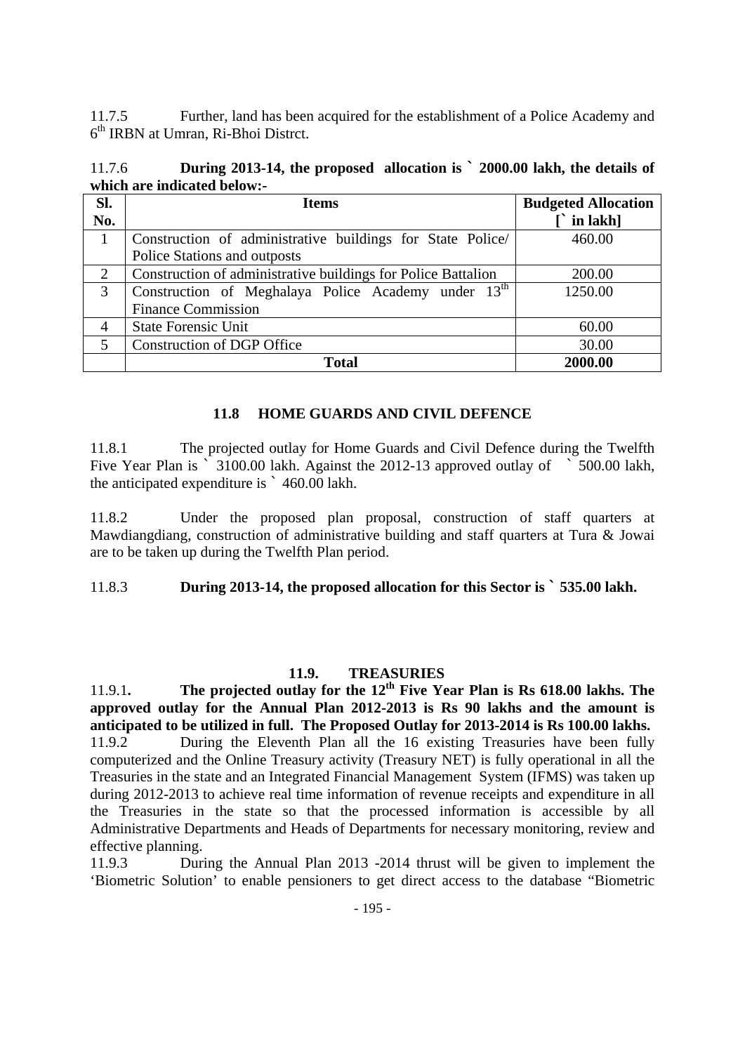11.7.5 Further, land has been acquired for the establishment of a Police Academy and 6th IRBN at Umran, Ri-Bhoi Distrct.

11.7.6 **During 2013-14, the proposed allocation is ` 2000.00 lakh, the details of which are indicated below:-**

| Sl. No. | Items | Budgeted Allocation [` in lakh] |
|---|---|---|
| 1 | Construction of administrative buildings for State Police/ Police Stations and outposts | 460.00 |
| 2 | Construction of administrative buildings for Police Battalion | 200.00 |
| 3 | Construction of Meghalaya Police Academy under 13th Finance Commission | 1250.00 |
| 4 | State Forensic Unit | 60.00 |
| 5 | Construction of DGP Office | 30.00 |
| | **Total** | **2000.00** |

### 11.8 HOME GUARDS AND CIVIL DEFENCE

11.8.1 The projected outlay for Home Guards and Civil Defence during the Twelfth Five Year Plan is ` 3100.00 lakh. Against the 2012-13 approved outlay of ` 500.00 lakh, the anticipated expenditure is ` 460.00 lakh.

11.8.2 Under the proposed plan proposal, construction of staff quarters at Mawdiangdiang, construction of administrative building and staff quarters at Tura & Jowai are to be taken up during the Twelfth Plan period.

11.8.3 **During 2013-14, the proposed allocation for this Sector is ` 535.00 lakh.**

### 11.9. TREASURIES

11.9.1**. The projected outlay for the 12th Five Year Plan is Rs 618.00 lakhs. The approved outlay for the Annual Plan 2012-2013 is Rs 90 lakhs and the amount is anticipated to be utilized in full. The Proposed Outlay for 2013-2014 is Rs 100.00 lakhs.**

11.9.2 During the Eleventh Plan all the 16 existing Treasuries have been fully computerized and the Online Treasury activity (Treasury NET) is fully operational in all the Treasuries in the state and an Integrated Financial Management System (IFMS) was taken up during 2012-2013 to achieve real time information of revenue receipts and expenditure in all the Treasuries in the state so that the processed information is accessible by all Administrative Departments and Heads of Departments for necessary monitoring, review and effective planning.

11.9.3 During the Annual Plan 2013 -2014 thrust will be given to implement the 'Biometric Solution' to enable pensioners to get direct access to the database "Biometric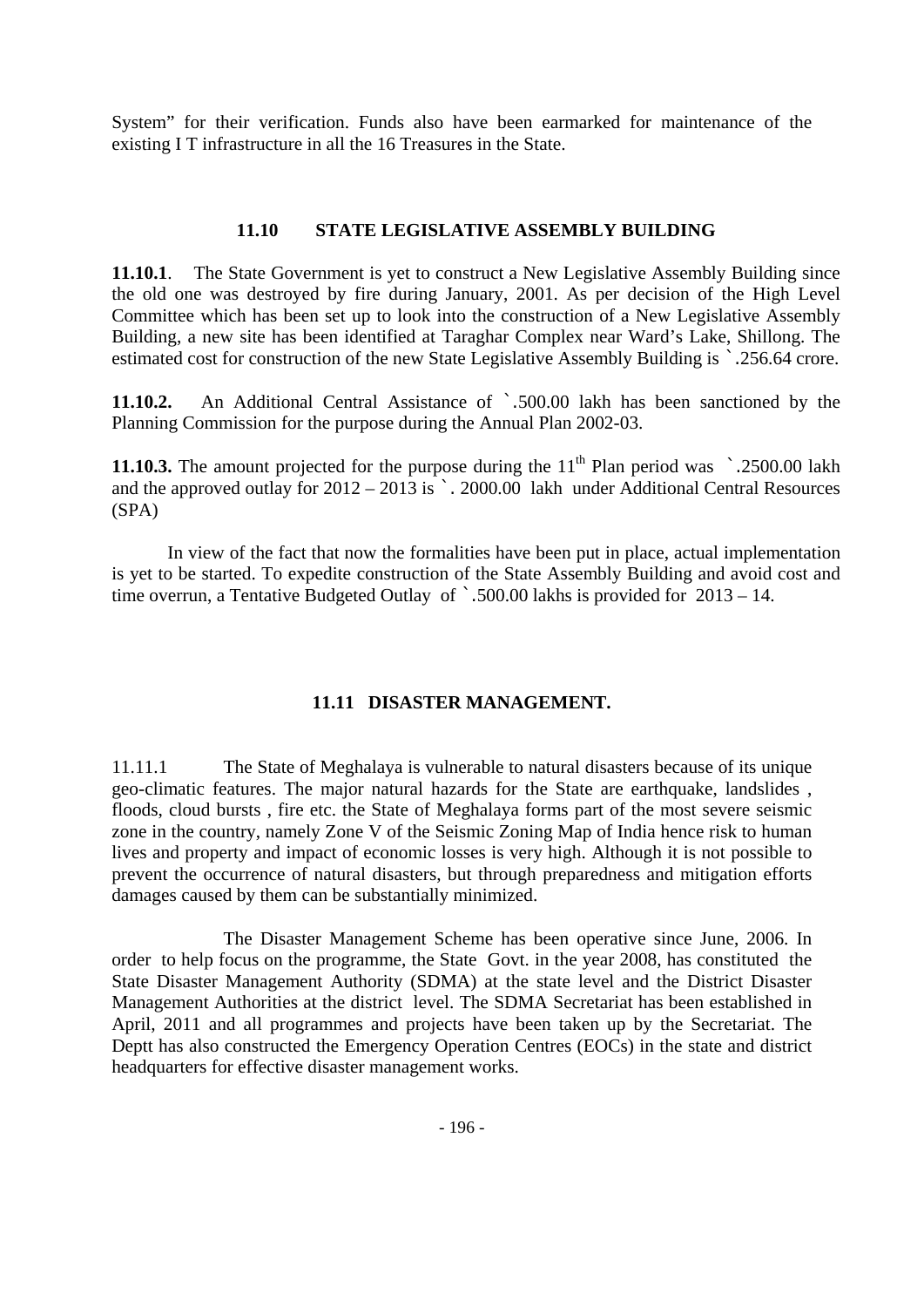System" for their verification. Funds also have been earmarked for maintenance of the existing I T infrastructure in all the 16 Treasures in the State.

## 11.10 STATE LEGISLATIVE ASSEMBLY BUILDING

**11.10.1**. The State Government is yet to construct a New Legislative Assembly Building since the old one was destroyed by fire during January, 2001. As per decision of the High Level Committee which has been set up to look into the construction of a New Legislative Assembly Building, a new site has been identified at Taraghar Complex near Ward's Lake, Shillong. The estimated cost for construction of the new State Legislative Assembly Building is `.256.64 crore.

**11.10.2.** An Additional Central Assistance of `.500.00 lakh has been sanctioned by the Planning Commission for the purpose during the Annual Plan 2002-03.

**11.10.3.** The amount projected for the purpose during the 11th Plan period was `.2500.00 lakh and the approved outlay for 2012 – 2013 is `. 2000.00 lakh under Additional Central Resources (SPA)

In view of the fact that now the formalities have been put in place, actual implementation is yet to be started. To expedite construction of the State Assembly Building and avoid cost and time overrun, a Tentative Budgeted Outlay of `.500.00 lakhs is provided for 2013 – 14.

## 11.11 DISASTER MANAGEMENT.

11.11.1 The State of Meghalaya is vulnerable to natural disasters because of its unique geo-climatic features. The major natural hazards for the State are earthquake, landslides , floods, cloud bursts , fire etc. the State of Meghalaya forms part of the most severe seismic zone in the country, namely Zone V of the Seismic Zoning Map of India hence risk to human lives and property and impact of economic losses is very high. Although it is not possible to prevent the occurrence of natural disasters, but through preparedness and mitigation efforts damages caused by them can be substantially minimized.

The Disaster Management Scheme has been operative since June, 2006. In order to help focus on the programme, the State Govt. in the year 2008, has constituted the State Disaster Management Authority (SDMA) at the state level and the District Disaster Management Authorities at the district level. The SDMA Secretariat has been established in April, 2011 and all programmes and projects have been taken up by the Secretariat. The Deptt has also constructed the Emergency Operation Centres (EOCs) in the state and district headquarters for effective disaster management works.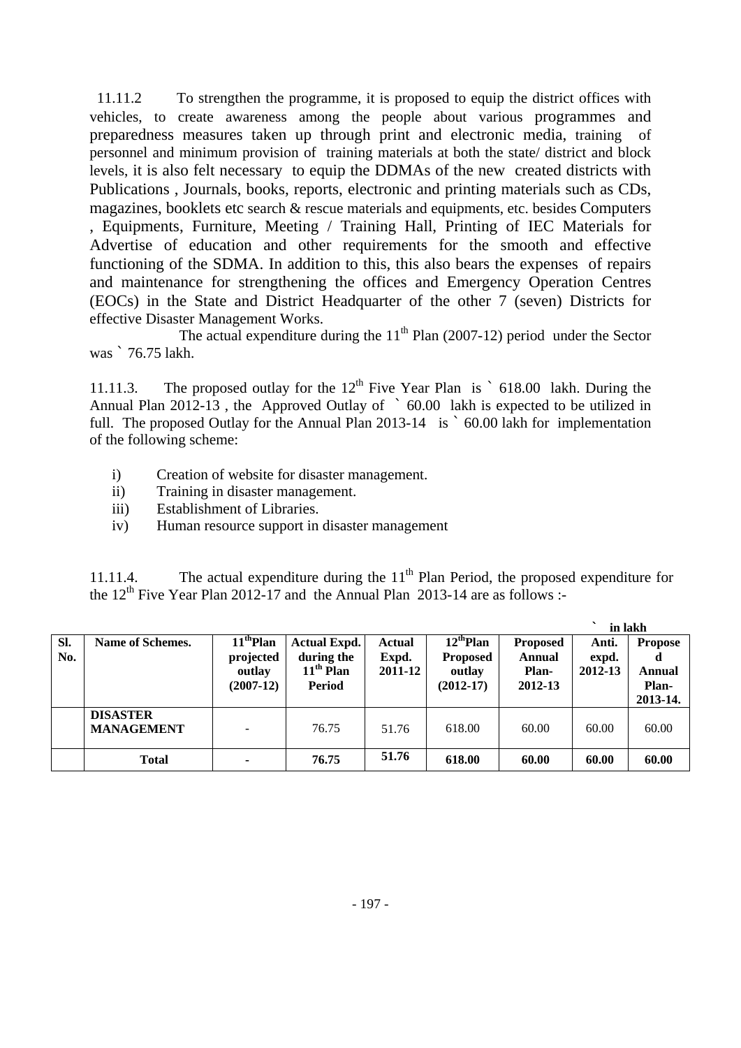11.11.2 To strengthen the programme, it is proposed to equip the district offices with vehicles, to create awareness among the people about various programmes and preparedness measures taken up through print and electronic media, training of personnel and minimum provision of training materials at both the state/ district and block levels, it is also felt necessary to equip the DDMAs of the new created districts with Publications , Journals, books, reports, electronic and printing materials such as CDs, magazines, booklets etc search & rescue materials and equipments, etc. besides Computers , Equipments, Furniture, Meeting / Training Hall, Printing of IEC Materials for Advertise of education and other requirements for the smooth and effective functioning of the SDMA. In addition to this, this also bears the expenses of repairs and maintenance for strengthening the offices and Emergency Operation Centres (EOCs) in the State and District Headquarter of the other 7 (seven) Districts for effective Disaster Management Works.

The actual expenditure during the 11th Plan (2007-12) period under the Sector was ` 76.75 lakh.

11.11.3. The proposed outlay for the 12th Five Year Plan is ` 618.00 lakh. During the Annual Plan 2012-13 , the Approved Outlay of ` 60.00 lakh is expected to be utilized in full. The proposed Outlay for the Annual Plan 2013-14 is ` 60.00 lakh for implementation of the following scheme:

i) Creation of website for disaster management.
ii) Training in disaster management.
iii) Establishment of Libraries.
iv) Human resource support in disaster management

11.11.4. The actual expenditure during the 11th Plan Period, the proposed expenditure for the 12th Five Year Plan 2012-17 and the Annual Plan 2013-14 are as follows :-

` in lakh

| Sl. No. | Name of Schemes. | 11th Plan projected outlay (2007-12) | Actual Expd. during the 11th Plan Period | Actual Expd. 2011-12 | 12th Plan Proposed outlay (2012-17) | Proposed Annual Plan-2012-13 | Anti. expd. 2012-13 | Proposed Annual Plan-2013-14. |
|---|---|---|---|---|---|---|---|---|
| | **DISASTER MANAGEMENT** | - | 76.75 | 51.76 | 618.00 | 60.00 | 60.00 | 60.00 |
| | **Total** | **-** | **76.75** | **51.76** | **618.00** | **60.00** | **60.00** | **60.00** |